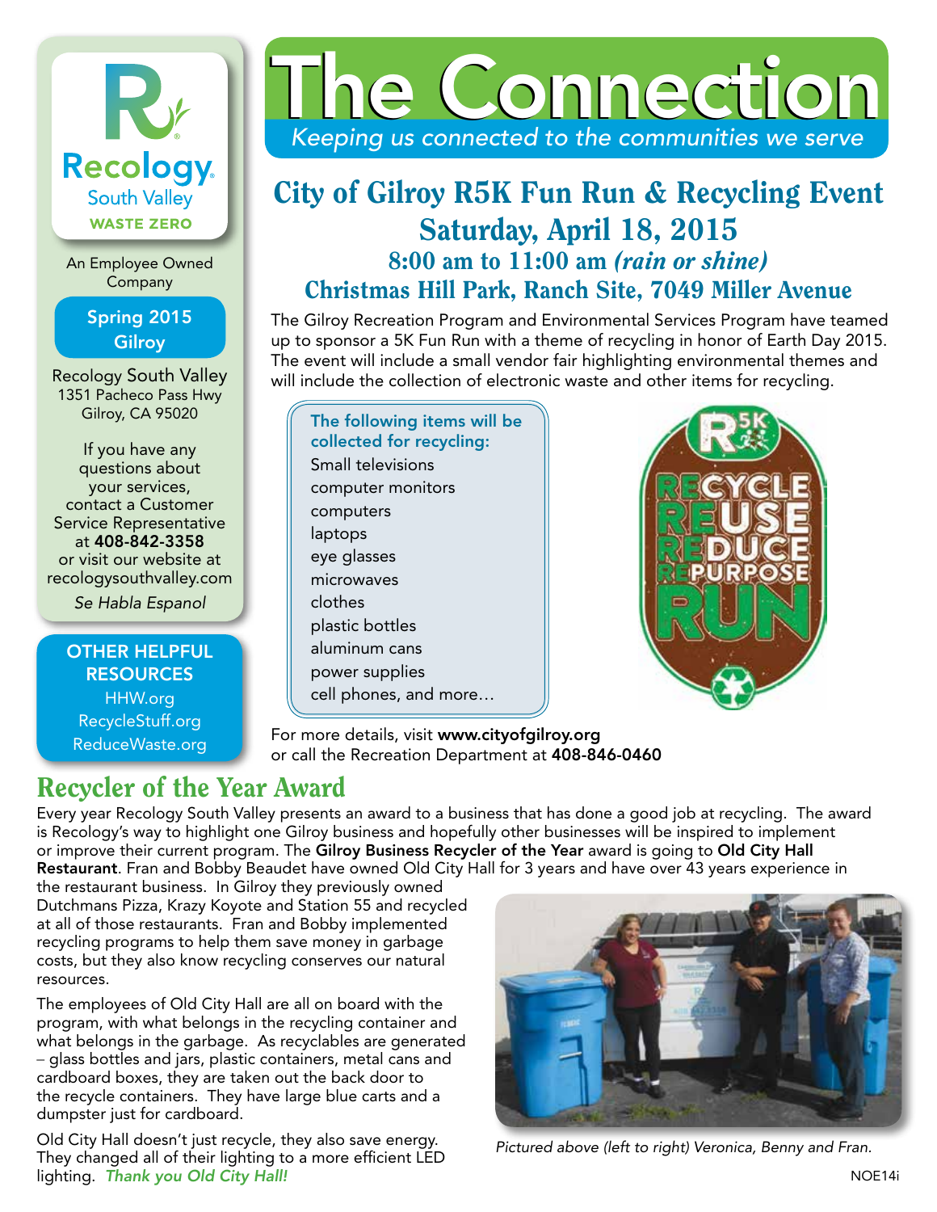# The Connection

*Keeping us connected to the communities we serve*

Recology South Valley
WASTE ZERO

An Employee Owned Company

**Spring 2015**
**Gilroy**

Recology South Valley
1351 Pacheco Pass Hwy
Gilroy, CA 95020

If you have any questions about your services, contact a Customer Service Representative at **408-842-3358** or visit our website at recologysouthvalley.com

*Se Habla Espanol*

**OTHER HELPFUL RESOURCES**

HHW.org
RecycleStuff.org
ReduceWaste.org

## City of Gilroy R5K Fun Run & Recycling Event

### Saturday, April 18, 2015

### 8:00 am to 11:00 am *(rain or shine)*

### Christmas Hill Park, Ranch Site, 7049 Miller Avenue

The Gilroy Recreation Program and Environmental Services Program have teamed up to sponsor a 5K Fun Run with a theme of recycling in honor of Earth Day 2015. The event will include a small vendor fair highlighting environmental themes and will include the collection of electronic waste and other items for recycling.

**The following items will be collected for recycling:**

- Small televisions
- computer monitors
- computers
- laptops
- eye glasses
- microwaves
- clothes
- plastic bottles
- aluminum cans
- power supplies
- cell phones, and more…

For more details, visit **www.cityofgilroy.org** or call the Recreation Department at **408-846-0460**

## Recycler of the Year Award

Every year Recology South Valley presents an award to a business that has done a good job at recycling. The award is Recology's way to highlight one Gilroy business and hopefully other businesses will be inspired to implement or improve their current program. The **Gilroy Business Recycler of the Year** award is going to **Old City Hall Restaurant**. Fran and Bobby Beaudet have owned Old City Hall for 3 years and have over 43 years experience in the restaurant business. In Gilroy they previously owned Dutchmans Pizza, Krazy Koyote and Station 55 and recycled at all of those restaurants. Fran and Bobby implemented recycling programs to help them save money in garbage costs, but they also know recycling conserves our natural resources.

The employees of Old City Hall are all on board with the program, with what belongs in the recycling container and what belongs in the garbage. As recyclables are generated – glass bottles and jars, plastic containers, metal cans and cardboard boxes, they are taken out the back door to the recycle containers. They have large blue carts and a dumpster just for cardboard.

Old City Hall doesn't just recycle, they also save energy. They changed all of their lighting to a more efficient LED lighting. ***Thank you Old City Hall!***

*Pictured above (left to right) Veronica, Benny and Fran.*

NOE14i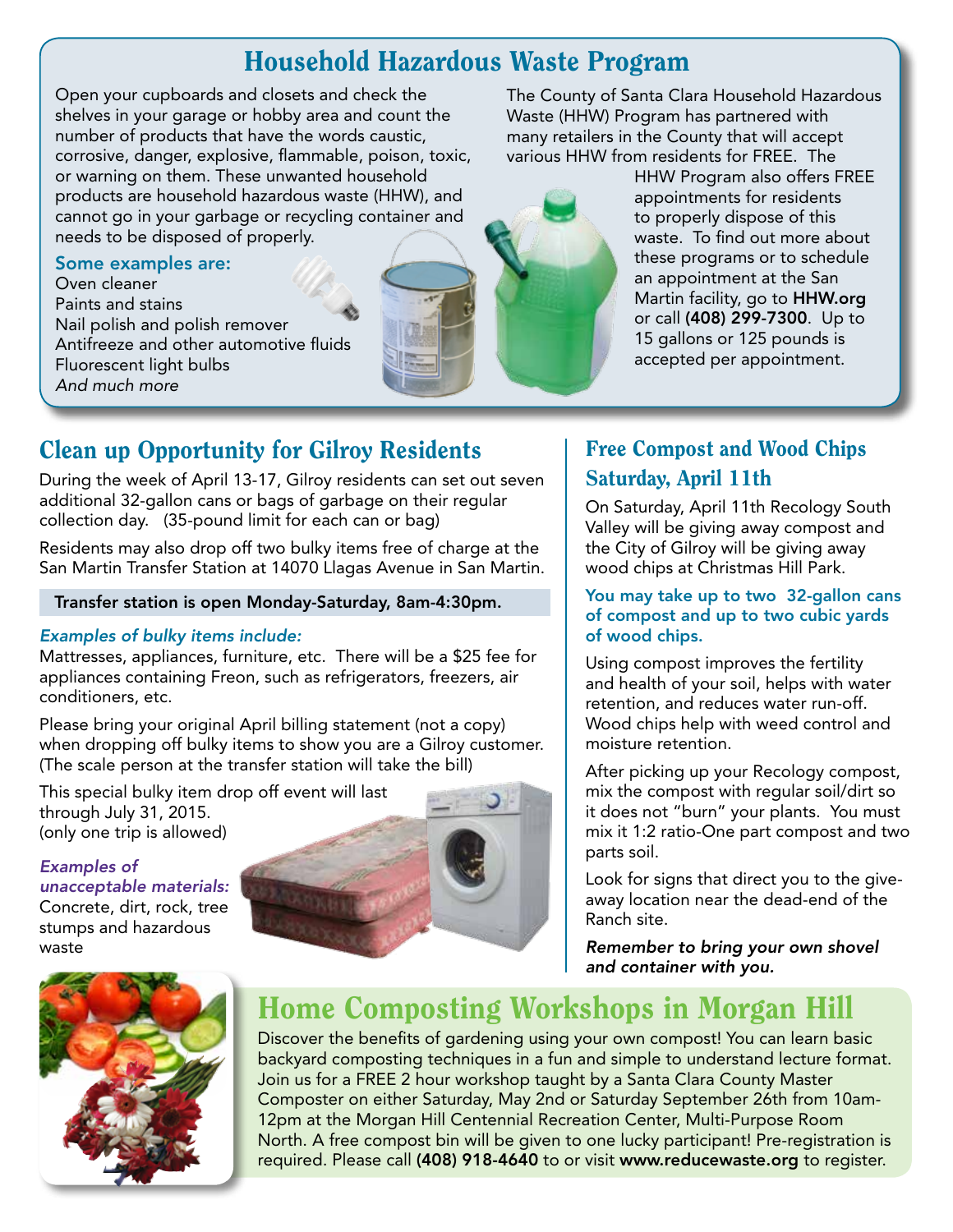## Household Hazardous Waste Program

Open your cupboards and closets and check the shelves in your garage or hobby area and count the number of products that have the words caustic, corrosive, danger, explosive, flammable, poison, toxic, or warning on them. These unwanted household products are household hazardous waste (HHW), and cannot go in your garbage or recycling container and needs to be disposed of properly.

**Some examples are:**

Oven cleaner
Paints and stains
Nail polish and polish remover
Antifreeze and other automotive fluids
Fluorescent light bulbs
*And much more*

The County of Santa Clara Household Hazardous Waste (HHW) Program has partnered with many retailers in the County that will accept various HHW from residents for FREE. The HHW Program also offers FREE appointments for residents to properly dispose of this waste. To find out more about these programs or to schedule an appointment at the San Martin facility, go to **HHW.org** or call **(408) 299-7300**. Up to 15 gallons or 125 pounds is accepted per appointment.

## Clean up Opportunity for Gilroy Residents

During the week of April 13-17, Gilroy residents can set out seven additional 32-gallon cans or bags of garbage on their regular collection day. (35-pound limit for each can or bag)

Residents may also drop off two bulky items free of charge at the San Martin Transfer Station at 14070 Llagas Avenue in San Martin.

**Transfer station is open Monday-Saturday, 8am-4:30pm.**

***Examples of bulky items include:***

Mattresses, appliances, furniture, etc. There will be a $25 fee for appliances containing Freon, such as refrigerators, freezers, air conditioners, etc.

Please bring your original April billing statement (not a copy) when dropping off bulky items to show you are a Gilroy customer. (The scale person at the transfer station will take the bill)

This special bulky item drop off event will last through July 31, 2015. (only one trip is allowed)

***Examples of unacceptable materials:***

Concrete, dirt, rock, tree stumps and hazardous waste

## Free Compost and Wood Chips Saturday, April 11th

On Saturday, April 11th Recology South Valley will be giving away compost and the City of Gilroy will be giving away wood chips at Christmas Hill Park.

**You may take up to two 32-gallon cans of compost and up to two cubic yards of wood chips.**

Using compost improves the fertility and health of your soil, helps with water retention, and reduces water run-off. Wood chips help with weed control and moisture retention.

After picking up your Recology compost, mix the compost with regular soil/dirt so it does not "burn" your plants. You must mix it 1:2 ratio-One part compost and two parts soil.

Look for signs that direct you to the give-away location near the dead-end of the Ranch site.

***Remember to bring your own shovel and container with you.***

## Home Composting Workshops in Morgan Hill

Discover the benefits of gardening using your own compost! You can learn basic backyard composting techniques in a fun and simple to understand lecture format. Join us for a FREE 2 hour workshop taught by a Santa Clara County Master Composter on either Saturday, May 2nd or Saturday September 26th from 10am-12pm at the Morgan Hill Centennial Recreation Center, Multi-Purpose Room North. A free compost bin will be given to one lucky participant! Pre-registration is required. Please call **(408) 918-4640** to or visit **www.reducewaste.org** to register.